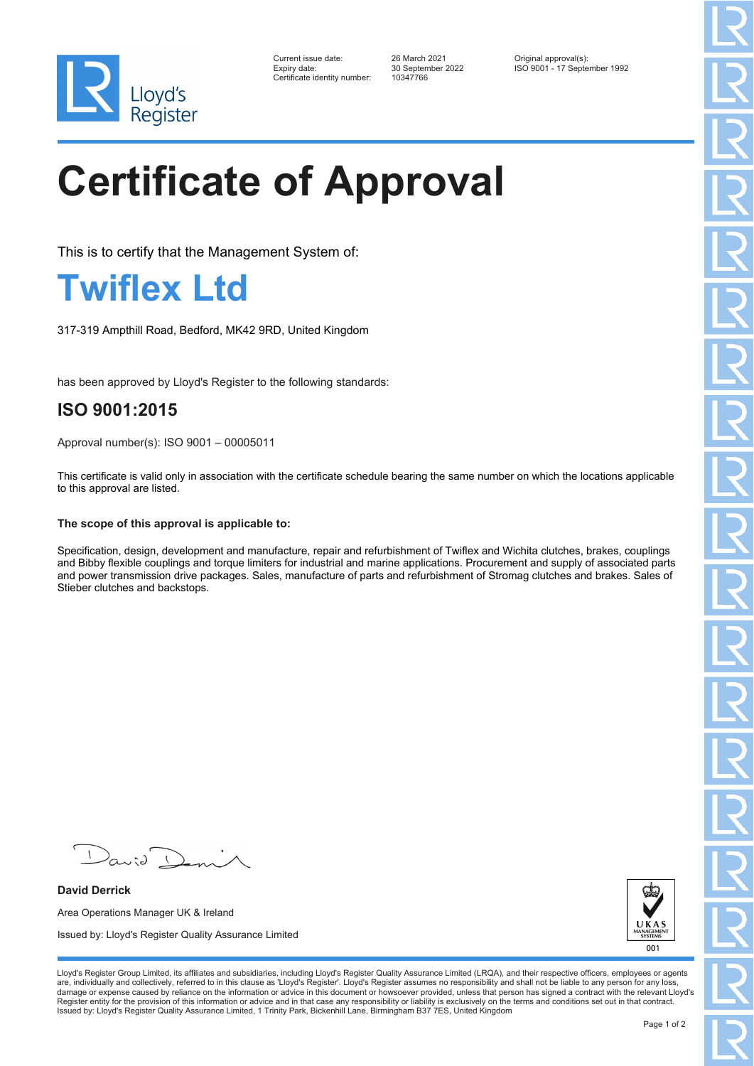Lloyd's Register

Current issue date: 26 March 2021
Expiry date: 30 September 2022
Certificate identity number: 10347766

Original approval(s):
ISO 9001 - 17 September 1992

# Certificate of Approval

This is to certify that the Management System of:

## Twiflex Ltd

317-319 Ampthill Road, Bedford, MK42 9RD, United Kingdom

has been approved by Lloyd's Register to the following standards:

### ISO 9001:2015

Approval number(s): ISO 9001 – 00005011

This certificate is valid only in association with the certificate schedule bearing the same number on which the locations applicable to this approval are listed.

**The scope of this approval is applicable to:**

Specification, design, development and manufacture, repair and refurbishment of Twiflex and Wichita clutches, brakes, couplings and Bibby flexible couplings and torque limiters for industrial and marine applications. Procurement and supply of associated parts and power transmission drive packages. Sales, manufacture of parts and refurbishment of Stromag clutches and brakes. Sales of Stieber clutches and backstops.

**David Derrick**

Area Operations Manager UK & Ireland

Issued by: Lloyd's Register Quality Assurance Limited

UKAS MANAGEMENT SYSTEMS 001

Lloyd's Register Group Limited, its affiliates and subsidiaries, including Lloyd's Register Quality Assurance Limited (LRQA), and their respective officers, employees or agents are, individually and collectively, referred to in this clause as 'Lloyd's Register'. Lloyd's Register assumes no responsibility and shall not be liable to any person for any loss, damage or expense caused by reliance on the information or advice in this document or howsoever provided, unless that person has signed a contract with the relevant Lloyd's Register entity for the provision of this information or advice and in that case any responsibility or liability is exclusively on the terms and conditions set out in that contract.
Issued by: Lloyd's Register Quality Assurance Limited, 1 Trinity Park, Bickenhill Lane, Birmingham B37 7ES, United Kingdom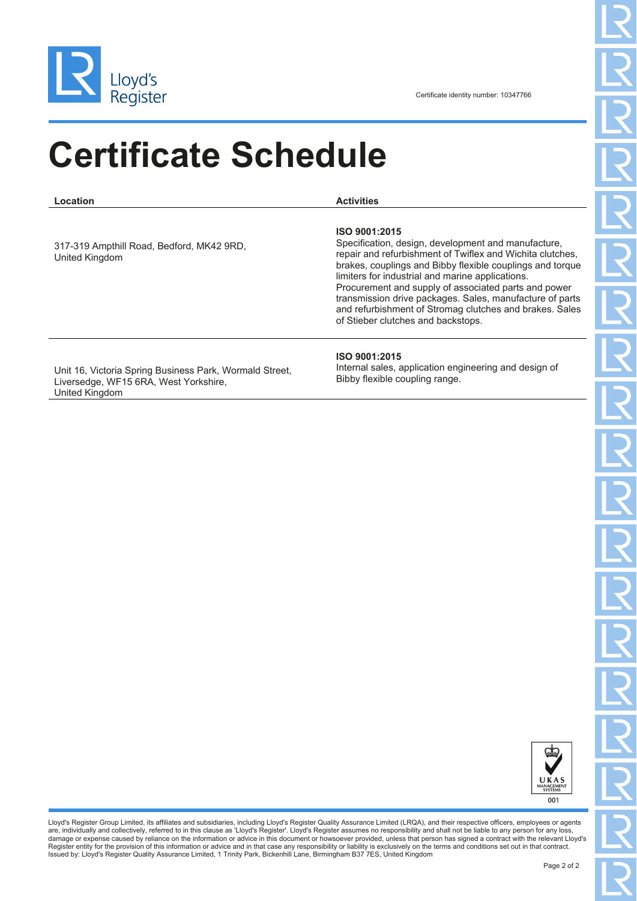Lloyd's Register

Certificate identity number: 10347766

# Certificate Schedule

| Location | Activities |
| --- | --- |
| 317-319 Ampthill Road, Bedford, MK42 9RD, United Kingdom | **ISO 9001:2015** Specification, design, development and manufacture, repair and refurbishment of Twiflex and Wichita clutches, brakes, couplings and Bibby flexible couplings and torque limiters for industrial and marine applications. Procurement and supply of associated parts and power transmission drive packages. Sales, manufacture of parts and refurbishment of Stromag clutches and brakes. Sales of Stieber clutches and backstops. |
| Unit 16, Victoria Spring Business Park, Wormald Street, Liversedge, WF15 6RA, West Yorkshire, United Kingdom | **ISO 9001:2015** Internal sales, application engineering and design of Bibby flexible coupling range. |

UKAS MANAGEMENT SYSTEMS
001

Lloyd's Register Group Limited, its affiliates and subsidiaries, including Lloyd's Register Quality Assurance Limited (LRQA), and their respective officers, employees or agents are, individually and collectively, referred to in this clause as 'Lloyd's Register'. Lloyd's Register assumes no responsibility and shall not be liable to any person for any loss, damage or expense caused by reliance on the information or advice in this document or howsoever provided, unless that person has signed a contract with the relevant Lloyd's Register entity for the provision of this information or advice and in that case any responsibility or liability is exclusively on the terms and conditions set out in that contract.
Issued by: Lloyd's Register Quality Assurance Limited, 1 Trinity Park, Bickenhill Lane, Birmingham B37 7ES, United Kingdom